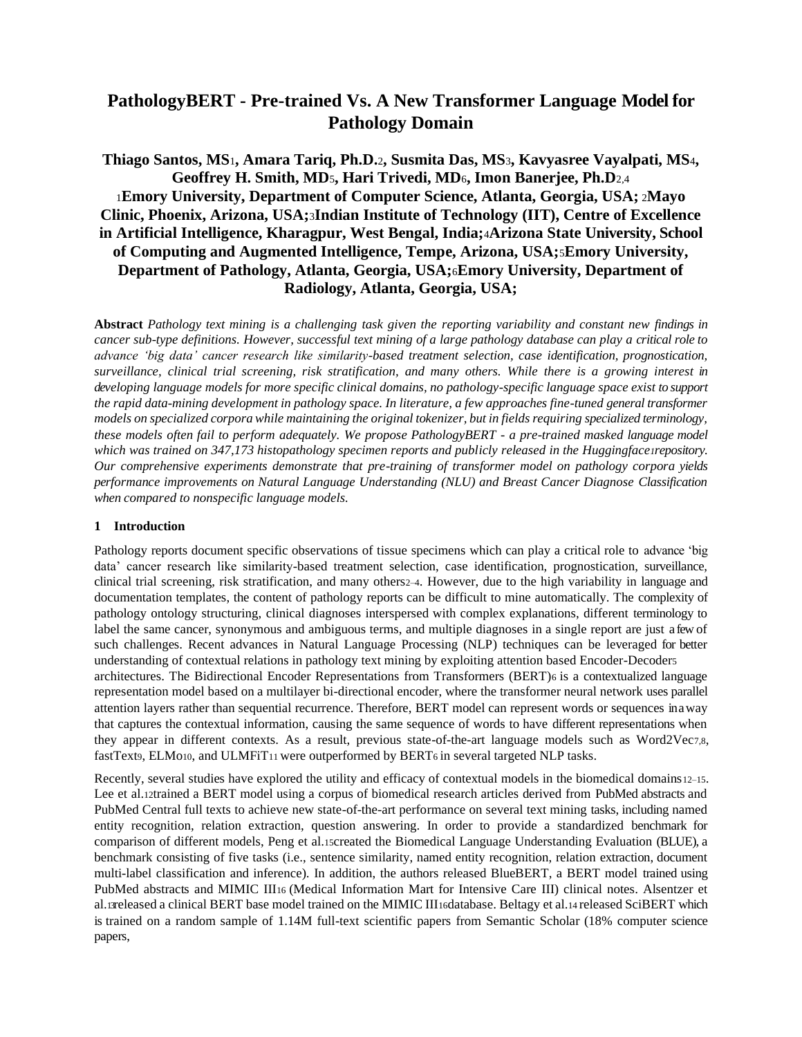# PathologyBERT - Pre-trained Vs. A New Transformer Language Model for Pathology Domain

**Thiago Santos, MS[1], Amara Tariq, Ph.D.[2], Susmita Das, MS[3], Kavyasree Vayalpati, MS[4], Geoffrey H. Smith, MD[5], Hari Trivedi, MD[6], Imon Banerjee, Ph.D[2,4]**

**[1]Emory University, Department of Computer Science, Atlanta, Georgia, USA; [2]Mayo Clinic, Phoenix, Arizona, USA; [3]Indian Institute of Technology (IIT), Centre of Excellence in Artificial Intelligence, Kharagpur, West Bengal, India; [4]Arizona State University, School of Computing and Augmented Intelligence, Tempe, Arizona, USA; [5]Emory University, Department of Pathology, Atlanta, Georgia, USA; [6]Emory University, Department of Radiology, Atlanta, Georgia, USA;**

**Abstract** *Pathology text mining is a challenging task given the reporting variability and constant new findings in cancer sub-type definitions. However, successful text mining of a large pathology database can play a critical role to advance 'big data' cancer research like similarity-based treatment selection, case identification, prognostication, surveillance, clinical trial screening, risk stratification, and many others. While there is a growing interest in developing language models for more specific clinical domains, no pathology-specific language space exist to support the rapid data-mining development in pathology space. In literature, a few approaches fine-tuned general transformer models on specialized corpora while maintaining the original tokenizer, but in fields requiring specialized terminology, these models often fail to perform adequately. We propose PathologyBERT - a pre-trained masked language model which was trained on 347,173 histopathology specimen reports and publicly released in the Huggingface[1] repository. Our comprehensive experiments demonstrate that pre-training of transformer model on pathology corpora yields performance improvements on Natural Language Understanding (NLU) and Breast Cancer Diagnose Classification when compared to nonspecific language models.*

## 1 Introduction

Pathology reports document specific observations of tissue specimens which can play a critical role to advance 'big data' cancer research like similarity-based treatment selection, case identification, prognostication, surveillance, clinical trial screening, risk stratification, and many others[2–4]. However, due to the high variability in language and documentation templates, the content of pathology reports can be difficult to mine automatically. The complexity of pathology ontology structuring, clinical diagnoses interspersed with complex explanations, different terminology to label the same cancer, synonymous and ambiguous terms, and multiple diagnoses in a single report are just a few of such challenges. Recent advances in Natural Language Processing (NLP) techniques can be leveraged for better understanding of contextual relations in pathology text mining by exploiting attention based Encoder-Decoder[5] architectures. The Bidirectional Encoder Representations from Transformers (BERT)[6] is a contextualized language representation model based on a multilayer bi-directional encoder, where the transformer neural network uses parallel attention layers rather than sequential recurrence. Therefore, BERT model can represent words or sequences in a way that captures the contextual information, causing the same sequence of words to have different representations when they appear in different contexts. As a result, previous state-of-the-art language models such as Word2Vec[7,8], fastText[9], ELMo[10], and ULMFiT[11] were outperformed by BERT[6] in several targeted NLP tasks.

Recently, several studies have explored the utility and efficacy of contextual models in the biomedical domains[12–15]. Lee et al.[12] trained a BERT model using a corpus of biomedical research articles derived from PubMed abstracts and PubMed Central full texts to achieve new state-of-the-art performance on several text mining tasks, including named entity recognition, relation extraction, question answering. In order to provide a standardized benchmark for comparison of different models, Peng et al.[15] created the Biomedical Language Understanding Evaluation (BLUE), a benchmark consisting of five tasks (i.e., sentence similarity, named entity recognition, relation extraction, document multi-label classification and inference). In addition, the authors released BlueBERT, a BERT model trained using PubMed abstracts and MIMIC III[16] (Medical Information Mart for Intensive Care III) clinical notes. Alsentzer et al.[13] released a clinical BERT base model trained on the MIMIC III[16] database. Beltagy et al.[14] released SciBERT which is trained on a random sample of 1.14M full-text scientific papers from Semantic Scholar (18% computer science papers,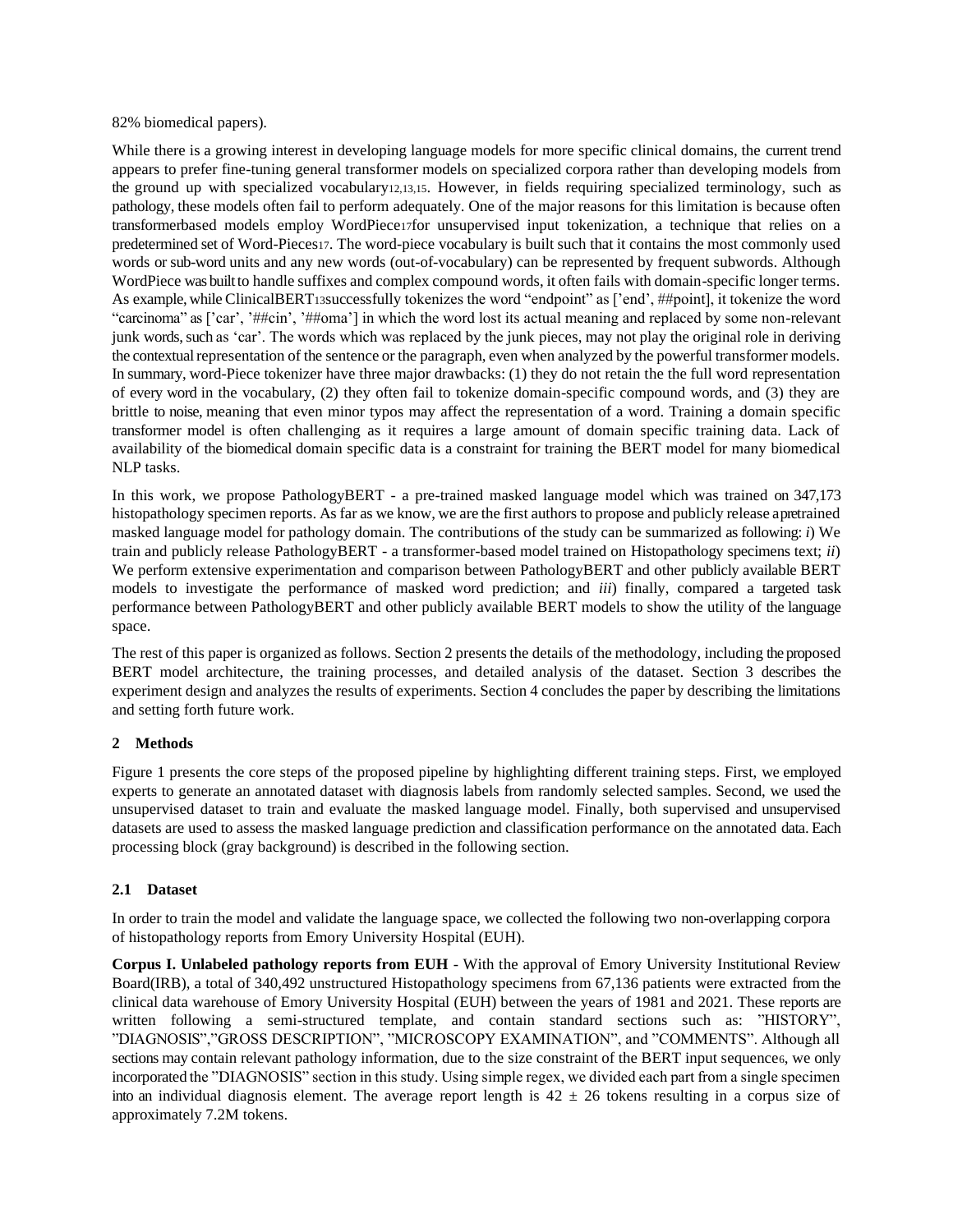82% biomedical papers).

While there is a growing interest in developing language models for more specific clinical domains, the current trend appears to prefer fine-tuning general transformer models on specialized corpora rather than developing models from the ground up with specialized vocabulary[12,13,15]. However, in fields requiring specialized terminology, such as pathology, these models often fail to perform adequately. One of the major reasons for this limitation is because often transformerbased models employ WordPiece[17]for unsupervised input tokenization, a technique that relies on a predetermined set of Word-Pieces[17]. The word-piece vocabulary is built such that it contains the most commonly used words or sub-word units and any new words (out-of-vocabulary) can be represented by frequent subwords. Although WordPiece was built to handle suffixes and complex compound words, it often fails with domain-specific longer terms. As example, while ClinicalBERT[13]successfully tokenizes the word "endpoint" as ['end', ##point], it tokenize the word "carcinoma" as ['car', '##cin', '##oma'] in which the word lost its actual meaning and replaced by some non-relevant junk words, such as 'car'. The words which was replaced by the junk pieces, may not play the original role in deriving the contextual representation of the sentence or the paragraph, even when analyzed by the powerful transformer models. In summary, word-Piece tokenizer have three major drawbacks: (1) they do not retain the the full word representation of every word in the vocabulary, (2) they often fail to tokenize domain-specific compound words, and (3) they are brittle to noise, meaning that even minor typos may affect the representation of a word. Training a domain specific transformer model is often challenging as it requires a large amount of domain specific training data. Lack of availability of the biomedical domain specific data is a constraint for training the BERT model for many biomedical NLP tasks.

In this work, we propose PathologyBERT - a pre-trained masked language model which was trained on 347,173 histopathology specimen reports. As far as we know, we are the first authors to propose and publicly release apretrained masked language model for pathology domain. The contributions of the study can be summarized as following: *i*) We train and publicly release PathologyBERT - a transformer-based model trained on Histopathology specimens text; *ii*) We perform extensive experimentation and comparison between PathologyBERT and other publicly available BERT models to investigate the performance of masked word prediction; and *iii*) finally, compared a targeted task performance between PathologyBERT and other publicly available BERT models to show the utility of the language space.

The rest of this paper is organized as follows. Section 2 presents the details of the methodology, including the proposed BERT model architecture, the training processes, and detailed analysis of the dataset. Section 3 describes the experiment design and analyzes the results of experiments. Section 4 concludes the paper by describing the limitations and setting forth future work.

## 2 Methods

Figure 1 presents the core steps of the proposed pipeline by highlighting different training steps. First, we employed experts to generate an annotated dataset with diagnosis labels from randomly selected samples. Second, we used the unsupervised dataset to train and evaluate the masked language model. Finally, both supervised and unsupervised datasets are used to assess the masked language prediction and classification performance on the annotated data. Each processing block (gray background) is described in the following section.

### 2.1 Dataset

In order to train the model and validate the language space, we collected the following two non-overlapping corpora of histopathology reports from Emory University Hospital (EUH).

**Corpus I. Unlabeled pathology reports from EUH** - With the approval of Emory University Institutional Review Board(IRB), a total of 340,492 unstructured Histopathology specimens from 67,136 patients were extracted from the clinical data warehouse of Emory University Hospital (EUH) between the years of 1981 and 2021. These reports are written following a semi-structured template, and contain standard sections such as: "HISTORY", "DIAGNOSIS","GROSS DESCRIPTION", "MICROSCOPY EXAMINATION", and "COMMENTS". Although all sections may contain relevant pathology information, due to the size constraint of the BERT input sequence[6], we only incorporated the "DIAGNOSIS" section in this study. Using simple regex, we divided each part from a single specimen into an individual diagnosis element. The average report length is $42 \pm 26$ tokens resulting in a corpus size of approximately 7.2M tokens.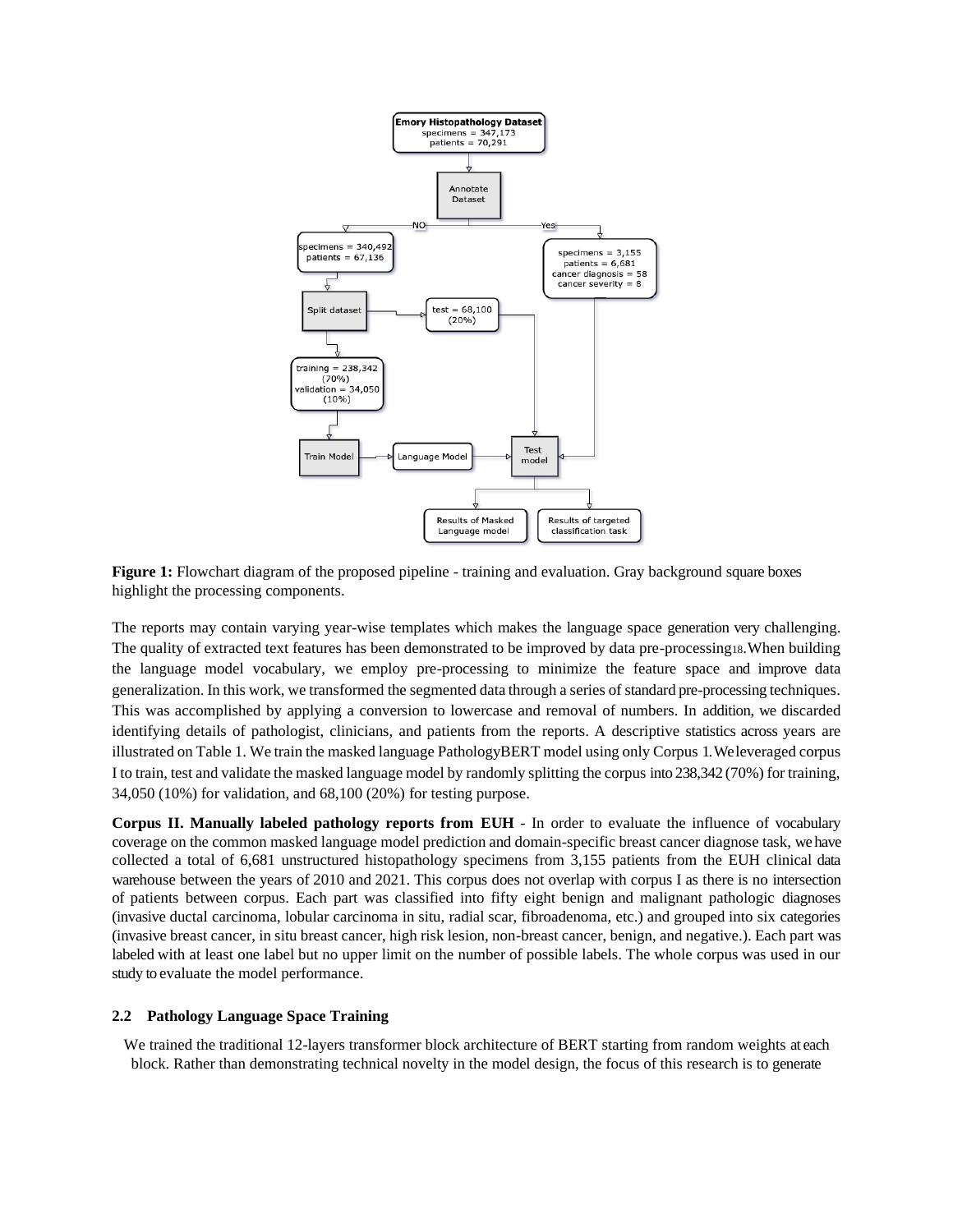Emory Histopathology Dataset
specimens = 347,173
patients = 70,291

Annotate Dataset

NO

Yes

specimens = 340,492
patients = 67,136

specimens = 3,155
patients = 6,681
cancer diagnosis = 58
cancer severity = 8

Split dataset

test = 68,100
(20%)

training = 238,342
(70%)
validation = 34,050
(10%)

Train Model

Language Model

Test model

Results of Masked Language model

Results of targeted classification task

**Figure 1:** Flowchart diagram of the proposed pipeline - training and evaluation. Gray background square boxes highlight the processing components.

The reports may contain varying year-wise templates which makes the language space generation very challenging. The quality of extracted text features has been demonstrated to be improved by data pre-processing[18]. When building the language model vocabulary, we employ pre-processing to minimize the feature space and improve data generalization. In this work, we transformed the segmented data through a series of standard pre-processing techniques. This was accomplished by applying a conversion to lowercase and removal of numbers. In addition, we discarded identifying details of pathologist, clinicians, and patients from the reports. A descriptive statistics across years are illustrated on Table 1. We train the masked language PathologyBERT model using only Corpus 1. We leveraged corpus I to train, test and validate the masked language model by randomly splitting the corpus into 238,342 (70%) for training, 34,050 (10%) for validation, and 68,100 (20%) for testing purpose.

**Corpus II. Manually labeled pathology reports from EUH** - In order to evaluate the influence of vocabulary coverage on the common masked language model prediction and domain-specific breast cancer diagnose task, we have collected a total of 6,681 unstructured histopathology specimens from 3,155 patients from the EUH clinical data warehouse between the years of 2010 and 2021. This corpus does not overlap with corpus I as there is no intersection of patients between corpus. Each part was classified into fifty eight benign and malignant pathologic diagnoses (invasive ductal carcinoma, lobular carcinoma in situ, radial scar, fibroadenoma, etc.) and grouped into six categories (invasive breast cancer, in situ breast cancer, high risk lesion, non-breast cancer, benign, and negative.). Each part was labeled with at least one label but no upper limit on the number of possible labels. The whole corpus was used in our study to evaluate the model performance.

### 2.2 Pathology Language Space Training

We trained the traditional 12-layers transformer block architecture of BERT starting from random weights at each block. Rather than demonstrating technical novelty in the model design, the focus of this research is to generate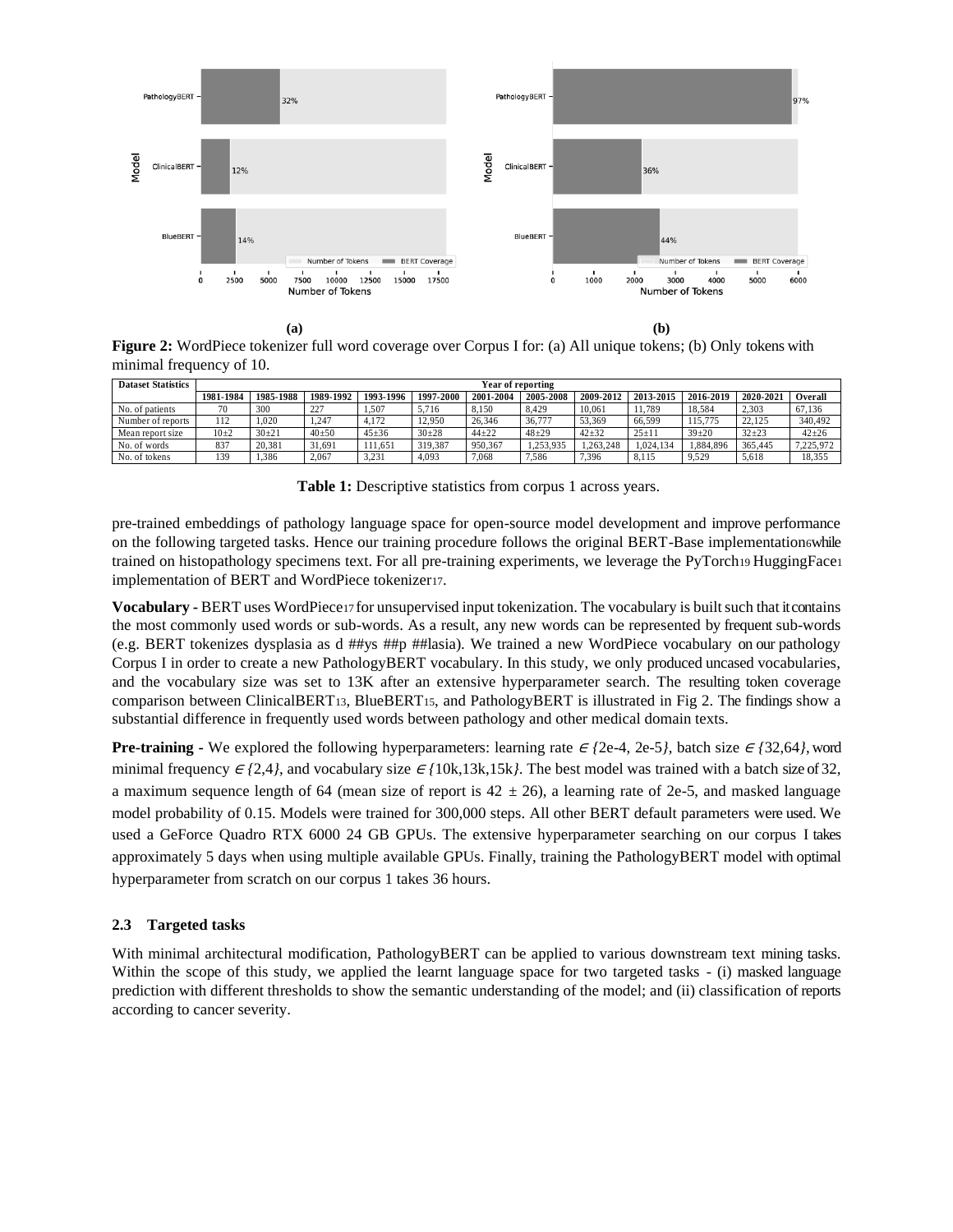PathologyBERT
ClinicalBERT
BlueBERT
Model
32%
12%
14%
Number of Tokens
BERT Coverage
0 2500 5000 7500 10000 12500 15000 17500
Number of Tokens

(a)

PathologyBERT
ClinicalBERT
BlueBERT
Model
97%
36%
44%
Number of Tokens
BERT Coverage
0 1000 2000 3000 4000 5000 6000
Number of Tokens

(b)

**Figure 2:** WordPiece tokenizer full word coverage over Corpus I for: (a) All unique tokens; (b) Only tokens with minimal frequency of 10.

| Dataset Statistics | Year of reporting | | | | | | | | | | | |
|---|---|---|---|---|---|---|---|---|---|---|---|---|
| | 1981-1984 | 1985-1988 | 1989-1992 | 1993-1996 | 1997-2000 | 2001-2004 | 2005-2008 | 2009-2012 | 2013-2015 | 2016-2019 | 2020-2021 | Overall |
| No. of patients | 70 | 300 | 227 | 1,507 | 5,716 | 8,150 | 8,429 | 10,061 | 11,789 | 18,584 | 2,303 | 67,136 |
| Number of reports | 112 | 1,020 | 1,247 | 4,172 | 12,950 | 26,346 | 36,777 | 53,369 | 66,599 | 115,775 | 22,125 | 340,492 |
| Mean report size | 10±2 | 30±21 | 40±50 | 45±36 | 30±28 | 44±22 | 48±29 | 42±32 | 25±11 | 39±20 | 32±23 | 42±26 |
| No. of words | 837 | 20,381 | 31,691 | 111,651 | 319,387 | 950,367 | 1,253,935 | 1,263,248 | 1,024,134 | 1,884,896 | 365,445 | 7,225,972 |
| No. of tokens | 139 | 1,386 | 2,067 | 3,231 | 4,093 | 7,068 | 7,586 | 7,396 | 8,115 | 9,529 | 5,618 | 18,355 |

**Table 1:** Descriptive statistics from corpus 1 across years.

pre-trained embeddings of pathology language space for open-source model development and improve performance on the following targeted tasks. Hence our training procedure follows the original BERT-Base implementation[6] while trained on histopathology specimens text. For all pre-training experiments, we leverage the PyTorch[19] HuggingFace[1] implementation of BERT and WordPiece tokenizer[17].

**Vocabulary** - BERT uses WordPiece[17] for unsupervised input tokenization. The vocabulary is built such that it contains the most commonly used words or sub-words. As a result, any new words can be represented by frequent sub-words (e.g. BERT tokenizes dysplasia as d ##ys ##p ##lasia). We trained a new WordPiece vocabulary on our pathology Corpus I in order to create a new PathologyBERT vocabulary. In this study, we only produced uncased vocabularies, and the vocabulary size was set to 13K after an extensive hyperparameter search. The resulting token coverage comparison between ClinicalBERT[13], BlueBERT[15], and PathologyBERT is illustrated in Fig 2. The findings show a substantial difference in frequently used words between pathology and other medical domain texts.

**Pre-training** - We explored the following hyperparameters: learning rate $\in \{2\text{e-}4, 2\text{e-}5\}$, batch size $\in \{32,64\}$, word minimal frequency $\in \{2,4\}$, and vocabulary size $\in \{10\text{k},13\text{k},15\text{k}\}$. The best model was trained with a batch size of 32, a maximum sequence length of 64 (mean size of report is $42 \pm 26$), a learning rate of 2e-5, and masked language model probability of 0.15. Models were trained for 300,000 steps. All other BERT default parameters were used. We used a GeForce Quadro RTX 6000 24 GB GPUs. The extensive hyperparameter searching on our corpus I takes approximately 5 days when using multiple available GPUs. Finally, training the PathologyBERT model with optimal hyperparameter from scratch on our corpus 1 takes 36 hours.

### 2.3 Targeted tasks

With minimal architectural modification, PathologyBERT can be applied to various downstream text mining tasks. Within the scope of this study, we applied the learnt language space for two targeted tasks - (i) masked language prediction with different thresholds to show the semantic understanding of the model; and (ii) classification of reports according to cancer severity.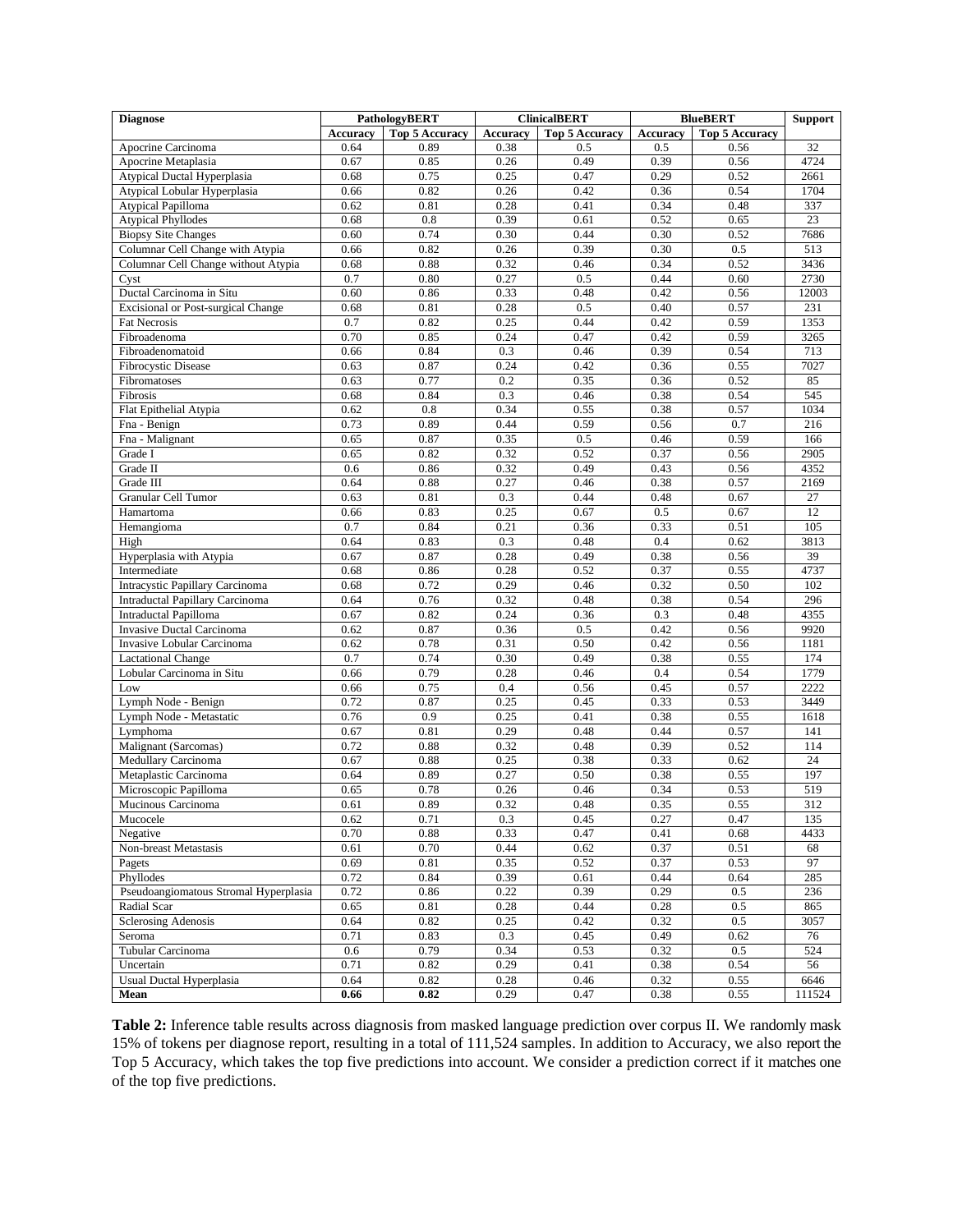| Diagnose | PathologyBERT | | ClinicalBERT | | BlueBERT | | Support |
|---|---|---|---|---|---|---|---|
| | **Accuracy** | **Top 5 Accuracy** | **Accuracy** | **Top 5 Accuracy** | **Accuracy** | **Top 5 Accuracy** | |
| Apocrine Carcinoma | 0.64 | 0.89 | 0.38 | 0.5 | 0.5 | 0.56 | 32 |
| Apocrine Metaplasia | 0.67 | 0.85 | 0.26 | 0.49 | 0.39 | 0.56 | 4724 |
| Atypical Ductal Hyperplasia | 0.68 | 0.75 | 0.25 | 0.47 | 0.29 | 0.52 | 2661 |
| Atypical Lobular Hyperplasia | 0.66 | 0.82 | 0.26 | 0.42 | 0.36 | 0.54 | 1704 |
| Atypical Papilloma | 0.62 | 0.81 | 0.28 | 0.41 | 0.34 | 0.48 | 337 |
| Atypical Phyllodes | 0.68 | 0.8 | 0.39 | 0.61 | 0.52 | 0.65 | 23 |
| Biopsy Site Changes | 0.60 | 0.74 | 0.30 | 0.44 | 0.30 | 0.52 | 7686 |
| Columnar Cell Change with Atypia | 0.66 | 0.82 | 0.26 | 0.39 | 0.30 | 0.5 | 513 |
| Columnar Cell Change without Atypia | 0.68 | 0.88 | 0.32 | 0.46 | 0.34 | 0.52 | 3436 |
| Cyst | 0.7 | 0.80 | 0.27 | 0.5 | 0.44 | 0.60 | 2730 |
| Ductal Carcinoma in Situ | 0.60 | 0.86 | 0.33 | 0.48 | 0.42 | 0.56 | 12003 |
| Excisional or Post-surgical Change | 0.68 | 0.81 | 0.28 | 0.5 | 0.40 | 0.57 | 231 |
| Fat Necrosis | 0.7 | 0.82 | 0.25 | 0.44 | 0.42 | 0.59 | 1353 |
| Fibroadenoma | 0.70 | 0.85 | 0.24 | 0.47 | 0.42 | 0.59 | 3265 |
| Fibroadenomatoid | 0.66 | 0.84 | 0.3 | 0.46 | 0.39 | 0.54 | 713 |
| Fibrocystic Disease | 0.63 | 0.87 | 0.24 | 0.42 | 0.36 | 0.55 | 7027 |
| Fibromatoses | 0.63 | 0.77 | 0.2 | 0.35 | 0.36 | 0.52 | 85 |
| Fibrosis | 0.68 | 0.84 | 0.3 | 0.46 | 0.38 | 0.54 | 545 |
| Flat Epithelial Atypia | 0.62 | 0.8 | 0.34 | 0.55 | 0.38 | 0.57 | 1034 |
| Fna - Benign | 0.73 | 0.89 | 0.44 | 0.59 | 0.56 | 0.7 | 216 |
| Fna - Malignant | 0.65 | 0.87 | 0.35 | 0.5 | 0.46 | 0.59 | 166 |
| Grade I | 0.65 | 0.82 | 0.32 | 0.52 | 0.37 | 0.56 | 2905 |
| Grade II | 0.6 | 0.86 | 0.32 | 0.49 | 0.43 | 0.56 | 4352 |
| Grade III | 0.64 | 0.88 | 0.27 | 0.46 | 0.38 | 0.57 | 2169 |
| Granular Cell Tumor | 0.63 | 0.81 | 0.3 | 0.44 | 0.48 | 0.67 | 27 |
| Hamartoma | 0.66 | 0.83 | 0.25 | 0.67 | 0.5 | 0.67 | 12 |
| Hemangioma | 0.7 | 0.84 | 0.21 | 0.36 | 0.33 | 0.51 | 105 |
| High | 0.64 | 0.83 | 0.3 | 0.48 | 0.4 | 0.62 | 3813 |
| Hyperplasia with Atypia | 0.67 | 0.87 | 0.28 | 0.49 | 0.38 | 0.56 | 39 |
| Intermediate | 0.68 | 0.86 | 0.28 | 0.52 | 0.37 | 0.55 | 4737 |
| Intracystic Papillary Carcinoma | 0.68 | 0.72 | 0.29 | 0.46 | 0.32 | 0.50 | 102 |
| Intraductal Papillary Carcinoma | 0.64 | 0.76 | 0.32 | 0.48 | 0.38 | 0.54 | 296 |
| Intraductal Papilloma | 0.67 | 0.82 | 0.24 | 0.36 | 0.3 | 0.48 | 4355 |
| Invasive Ductal Carcinoma | 0.62 | 0.87 | 0.36 | 0.5 | 0.42 | 0.56 | 9920 |
| Invasive Lobular Carcinoma | 0.62 | 0.78 | 0.31 | 0.50 | 0.42 | 0.56 | 1181 |
| Lactational Change | 0.7 | 0.74 | 0.30 | 0.49 | 0.38 | 0.55 | 174 |
| Lobular Carcinoma in Situ | 0.66 | 0.79 | 0.28 | 0.46 | 0.4 | 0.54 | 1779 |
| Low | 0.66 | 0.75 | 0.4 | 0.56 | 0.45 | 0.57 | 2222 |
| Lymph Node - Benign | 0.72 | 0.87 | 0.25 | 0.45 | 0.33 | 0.53 | 3449 |
| Lymph Node - Metastatic | 0.76 | 0.9 | 0.25 | 0.41 | 0.38 | 0.55 | 1618 |
| Lymphoma | 0.67 | 0.81 | 0.29 | 0.48 | 0.44 | 0.57 | 141 |
| Malignant (Sarcomas) | 0.72 | 0.88 | 0.32 | 0.48 | 0.39 | 0.52 | 114 |
| Medullary Carcinoma | 0.67 | 0.88 | 0.25 | 0.38 | 0.33 | 0.62 | 24 |
| Metaplastic Carcinoma | 0.64 | 0.89 | 0.27 | 0.50 | 0.38 | 0.55 | 197 |
| Microscopic Papilloma | 0.65 | 0.78 | 0.26 | 0.46 | 0.34 | 0.53 | 519 |
| Mucinous Carcinoma | 0.61 | 0.89 | 0.32 | 0.48 | 0.35 | 0.55 | 312 |
| Mucocele | 0.62 | 0.71 | 0.3 | 0.45 | 0.27 | 0.47 | 135 |
| Negative | 0.70 | 0.88 | 0.33 | 0.47 | 0.41 | 0.68 | 4433 |
| Non-breast Metastasis | 0.61 | 0.70 | 0.44 | 0.62 | 0.37 | 0.51 | 68 |
| Pagets | 0.69 | 0.81 | 0.35 | 0.52 | 0.37 | 0.53 | 97 |
| Phyllodes | 0.72 | 0.84 | 0.39 | 0.61 | 0.44 | 0.64 | 285 |
| Pseudoangiomatous Stromal Hyperplasia | 0.72 | 0.86 | 0.22 | 0.39 | 0.29 | 0.5 | 236 |
| Radial Scar | 0.65 | 0.81 | 0.28 | 0.44 | 0.28 | 0.5 | 865 |
| Sclerosing Adenosis | 0.64 | 0.82 | 0.25 | 0.42 | 0.32 | 0.5 | 3057 |
| Seroma | 0.71 | 0.83 | 0.3 | 0.45 | 0.49 | 0.62 | 76 |
| Tubular Carcinoma | 0.6 | 0.79 | 0.34 | 0.53 | 0.32 | 0.5 | 524 |
| Uncertain | 0.71 | 0.82 | 0.29 | 0.41 | 0.38 | 0.54 | 56 |
| Usual Ductal Hyperplasia | 0.64 | 0.82 | 0.28 | 0.46 | 0.32 | 0.55 | 6646 |
| **Mean** | **0.66** | **0.82** | 0.29 | 0.47 | 0.38 | 0.55 | 111524 |

**Table 2:** Inference table results across diagnosis from masked language prediction over corpus II. We randomly mask 15% of tokens per diagnose report, resulting in a total of 111,524 samples. In addition to Accuracy, we also report the Top 5 Accuracy, which takes the top five predictions into account. We consider a prediction correct if it matches one of the top five predictions.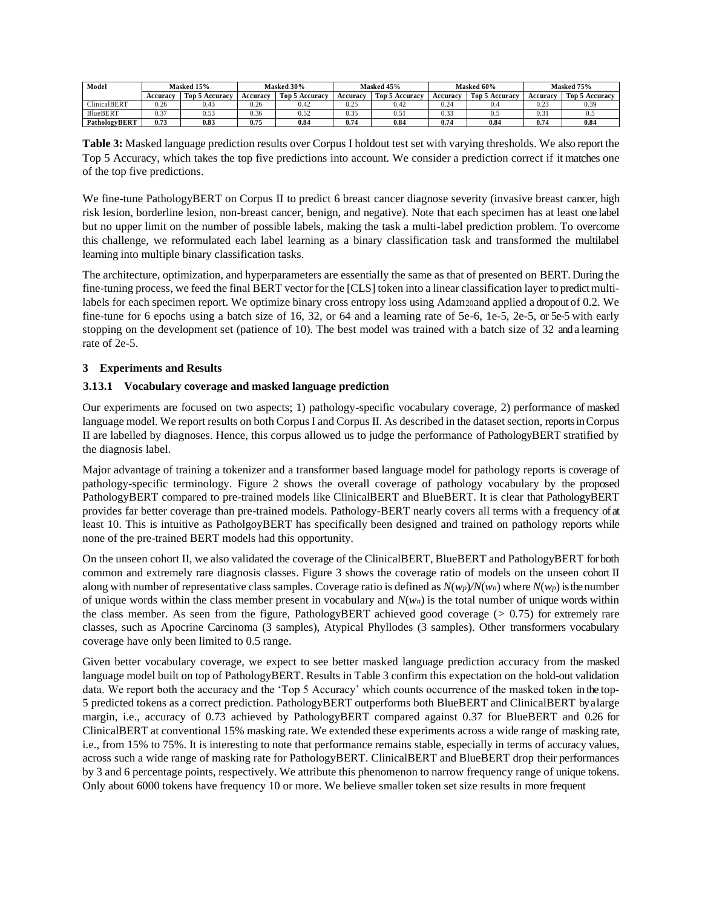| Model | Masked 15% | | Masked 30% | | Masked 45% | | Masked 60% | | Masked 75% | |
|---|---|---|---|---|---|---|---|---|---|---|
| | Accuracy | Top 5 Accuracy | Accuracy | Top 5 Accuracy | Accuracy | Top 5 Accuracy | Accuracy | Top 5 Accuracy | Accuracy | Top 5 Accuracy |
| ClinicalBERT | 0.26 | 0.43 | 0.26 | 0.42 | 0.25 | 0.42 | 0.24 | 0.4 | 0.23 | 0.39 |
| BlueBERT | 0.37 | 0.53 | 0.36 | 0.52 | 0.35 | 0.51 | 0.33 | 0.5 | 0.31 | 0.5 |
| **PathologyBERT** | **0.73** | **0.83** | **0.75** | **0.84** | **0.74** | **0.84** | **0.74** | **0.84** | **0.74** | **0.84** |

**Table 3:** Masked language prediction results over Corpus I holdout test set with varying thresholds. We also report the Top 5 Accuracy, which takes the top five predictions into account. We consider a prediction correct if it matches one of the top five predictions.

We fine-tune PathologyBERT on Corpus II to predict 6 breast cancer diagnose severity (invasive breast cancer, high risk lesion, borderline lesion, non-breast cancer, benign, and negative). Note that each specimen has at least one label but no upper limit on the number of possible labels, making the task a multi-label prediction problem. To overcome this challenge, we reformulated each label learning as a binary classification task and transformed the multilabel learning into multiple binary classification tasks.

The architecture, optimization, and hyperparameters are essentially the same as that of presented on BERT. During the fine-tuning process, we feed the final BERT vector for the [CLS] token into a linear classification layer to predict multi-labels for each specimen report. We optimize binary cross entropy loss using Adam[20] and applied a dropout of 0.2. We fine-tune for 6 epochs using a batch size of 16, 32, or 64 and a learning rate of 5e-6, 1e-5, 2e-5, or 5e-5 with early stopping on the development set (patience of 10). The best model was trained with a batch size of 32 and a learning rate of 2e-5.

## 3 Experiments and Results

### 3.13.1 Vocabulary coverage and masked language prediction

Our experiments are focused on two aspects; 1) pathology-specific vocabulary coverage, 2) performance of masked language model. We report results on both Corpus I and Corpus II. As described in the dataset section, reports in Corpus II are labelled by diagnoses. Hence, this corpus allowed us to judge the performance of PathologyBERT stratified by the diagnosis label.

Major advantage of training a tokenizer and a transformer based language model for pathology reports is coverage of pathology-specific terminology. Figure 2 shows the overall coverage of pathology vocabulary by the proposed PathologyBERT compared to pre-trained models like ClinicalBERT and BlueBERT. It is clear that PathologyBERT provides far better coverage than pre-trained models. Pathology-BERT nearly covers all terms with a frequency of at least 10. This is intuitive as PatholgoyBERT has specifically been designed and trained on pathology reports while none of the pre-trained BERT models had this opportunity.

On the unseen cohort II, we also validated the coverage of the ClinicalBERT, BlueBERT and PathologyBERT for both common and extremely rare diagnosis classes. Figure 3 shows the coverage ratio of models on the unseen cohort II along with number of representative class samples. Coverage ratio is defined as $N(w_p)/N(w_n)$ where $N(w_p)$ is the number of unique words within the class member present in vocabulary and $N(w_n)$ is the total number of unique words within the class member. As seen from the figure, PathologyBERT achieved good coverage ($> 0.75$) for extremely rare classes, such as Apocrine Carcinoma (3 samples), Atypical Phyllodes (3 samples). Other transformers vocabulary coverage have only been limited to 0.5 range.

Given better vocabulary coverage, we expect to see better masked language prediction accuracy from the masked language model built on top of PathologyBERT. Results in Table 3 confirm this expectation on the hold-out validation data. We report both the accuracy and the 'Top 5 Accuracy' which counts occurrence of the masked token in the top-5 predicted tokens as a correct prediction. PathologyBERT outperforms both BlueBERT and ClinicalBERT by a large margin, i.e., accuracy of 0.73 achieved by PathologyBERT compared against 0.37 for BlueBERT and 0.26 for ClinicalBERT at conventional 15% masking rate. We extended these experiments across a wide range of masking rate, i.e., from 15% to 75%. It is interesting to note that performance remains stable, especially in terms of accuracy values, across such a wide range of masking rate for PathologyBERT. ClinicalBERT and BlueBERT drop their performances by 3 and 6 percentage points, respectively. We attribute this phenomenon to narrow frequency range of unique tokens. Only about 6000 tokens have frequency 10 or more. We believe smaller token set size results in more frequent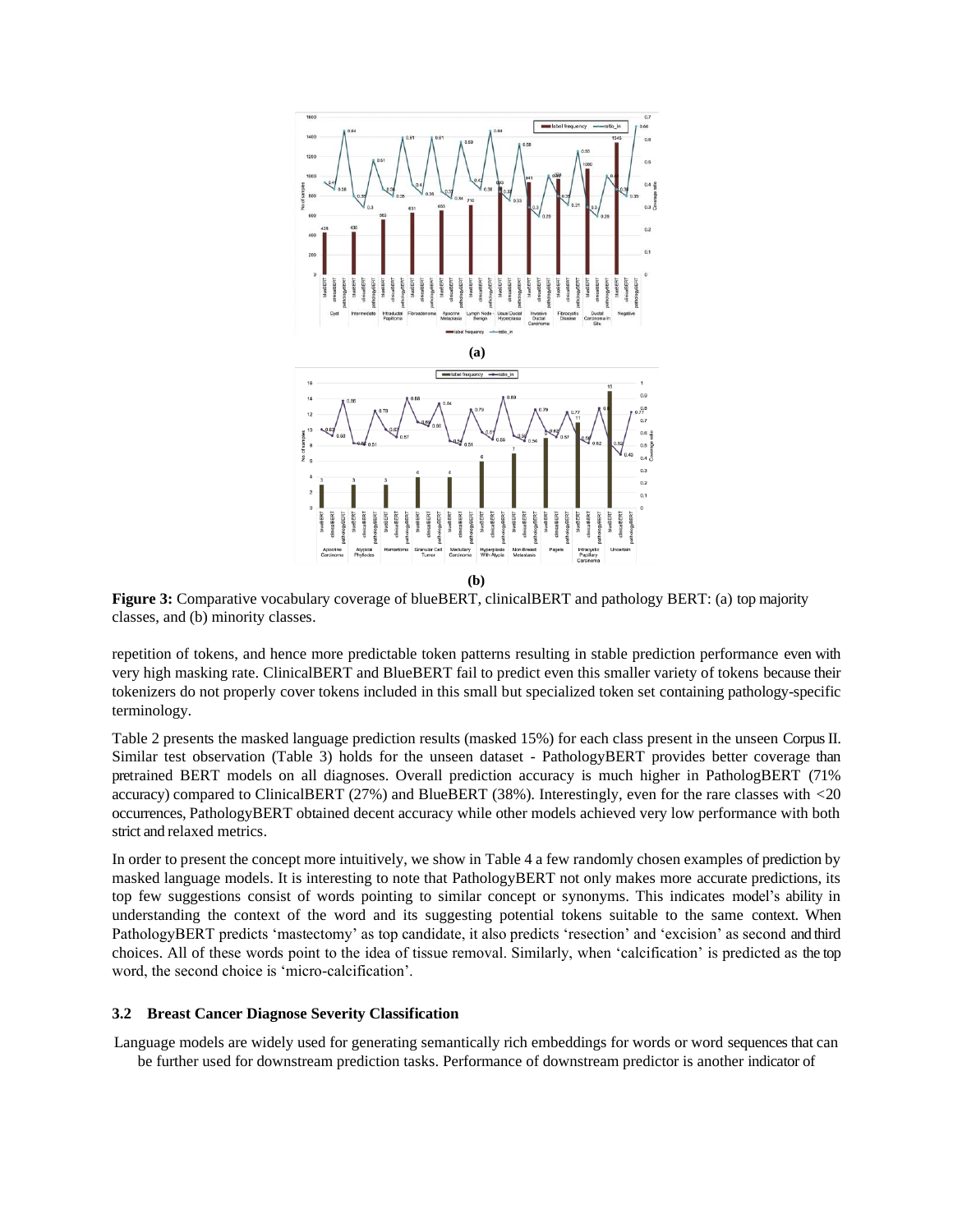1600

1400

1200

1000

800

600

400

200

0

No of samples

label frequency — ratio_in

0.7

0.66

0.6

0.5

0.4

0.3

0.2

0.1

0

Coverage ratio

0.64 0.51 0.61 0.61 0.59 0.64 0.58 0.55 0.66

0.41 0.36 0.3 0.36 0.35 0.4 0.36 0.37 0.34 0.42 0.38 0.37 0.33 0.3 0.28 0.36 0.31 0.3 0.28 0.41 0.36 0.35

428 436 563 631 653 710 893 941 988 1080 1345

blueBERT clinicalBERT pathologyBERT

Cyst Intermediate Intraductal Papilloma Fibroadenoma Apocrine Metaplasia Lymph Node - Benign Usual Ductal Hyperplasia Invasive Ductal Carcinoma Fibrocystic Disease Ductal Carcinoma in Situ Negative

label frequency — ratio_in

**(a)**

label frequency — ratio_in

16

14

12

10

8

6

4

2

0

No. of samples

1

0.9

0.8

0.7

0.6

0.5

0.4

0.3

0.2

0.1

0

Coverage ratio

0.63 0.58 0.86 0.52 0.51 0.79 0.62 0.57 0.88 0.68 0.66 0.84 0.52 0.51 0.79 0.61 0.56 0.89 0.58 0.54 0.79 0.62 0.57 0.77 0.58 0.52 0.8 0.52 0.43 0.77

3 3 3 4 4 6 7 9 11 15

blueBERT clinicalBERT pathologyBERT

Apocrine Carcinoma Atypical Phyllodes Hamartoma Granular Cell Tumor Medullary Carcinoma Hyperplasia With Atypia Non-Breast Metastasis Pagets Intracystic Papillary Carcinoma Uncertain

**(b)**

**Figure 3:** Comparative vocabulary coverage of blueBERT, clinicalBERT and pathology BERT: (a) top majority classes, and (b) minority classes.

repetition of tokens, and hence more predictable token patterns resulting in stable prediction performance even with very high masking rate. ClinicalBERT and BlueBERT fail to predict even this smaller variety of tokens because their tokenizers do not properly cover tokens included in this small but specialized token set containing pathology-specific terminology.

Table 2 presents the masked language prediction results (masked 15%) for each class present in the unseen Corpus II. Similar test observation (Table 3) holds for the unseen dataset - PathologyBERT provides better coverage than pretrained BERT models on all diagnoses. Overall prediction accuracy is much higher in PathologBERT (71% accuracy) compared to ClinicalBERT (27%) and BlueBERT (38%). Interestingly, even for the rare classes with <20 occurrences, PathologyBERT obtained decent accuracy while other models achieved very low performance with both strict and relaxed metrics.

In order to present the concept more intuitively, we show in Table 4 a few randomly chosen examples of prediction by masked language models. It is interesting to note that PathologyBERT not only makes more accurate predictions, its top few suggestions consist of words pointing to similar concept or synonyms. This indicates model's ability in understanding the context of the word and its suggesting potential tokens suitable to the same context. When PathologyBERT predicts 'mastectomy' as top candidate, it also predicts 'resection' and 'excision' as second and third choices. All of these words point to the idea of tissue removal. Similarly, when 'calcification' is predicted as the top word, the second choice is 'micro-calcification'.

### 3.2 Breast Cancer Diagnose Severity Classification

Language models are widely used for generating semantically rich embeddings for words or word sequences that can be further used for downstream prediction tasks. Performance of downstream predictor is another indicator of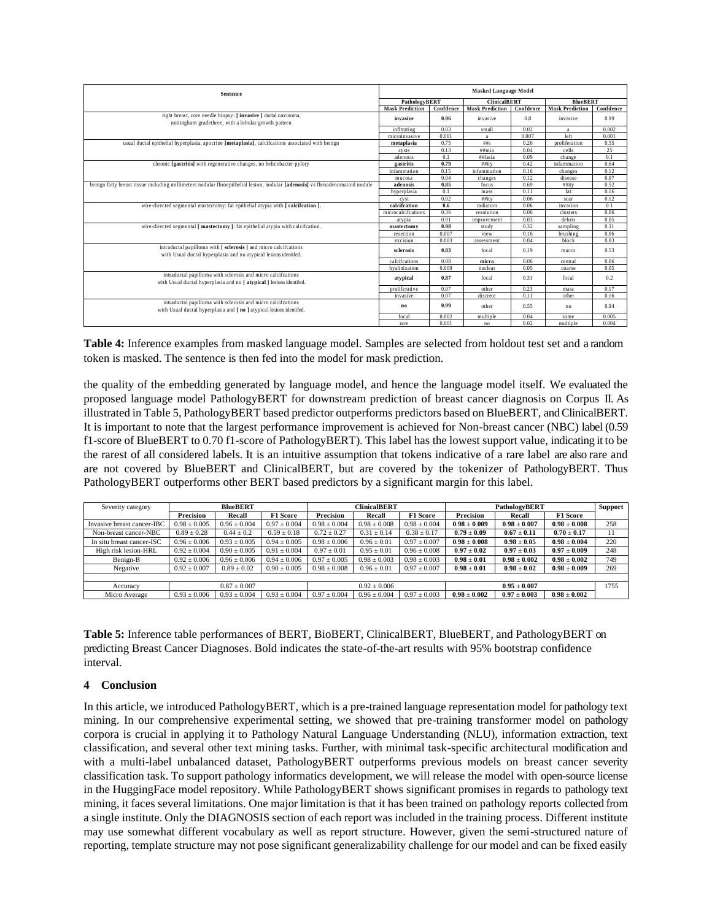| Sentence | Masked Language Model | | | | | |
|---|---|---|---|---|---|---|
| | PathologyBERT | | ClinicalBERT | | BlueBERT | |
| | Mask Prediction | Confdence | Mask Prediction | Confdence | Mask Prediction | Confdence |
| right breast, core needle biopsy: [ invasive ] ductal carcinoma, nottingham gradethree, with a lobular growth pattern | **invasive** | **0.96** | invasive | 0.8 | invasive | 0.99 |
| | infiltrating | 0.03 | small | 0.02 | a | 0.002 |
| | microinvasive | 0.001 | a | 0.007 | left | 0.001 |
| usual ductal epithelial hyperplasia, apocrine **[metaplasia]**, calcifcations associated with benign | **metaplasia** | **0.75** | ##s | 0.26 | proliferation | 0.55 |
| | cysts | 0.13 | ##mia | 0.04 | cells | 25 |
| | adenosis | 0.1 | ##lasia | 0.09 | change | 0.1 |
| chronic **[gastritis]** with regenerative changes. no helicobacter pylory | **gastritis** | **0.79** | ##ity | 0.42 | infammation | 0.64 |
| | infammation | 0.15 | infammation | 0.16 | changes | 0.12 |
| | mucosa | 0.04 | changes | 0.12 | disease | 0.07 |
| benign fatty breast tissue including millimeters nodular fbroepithelial lesion, nodular **[adenosis]** vs fbroadenomatoid nodule | **adenosis** | **0.85** | focus | 0.69 | ##ity | 0.52 |
| | hyperplasia | 0.1 | mass | 0.11 | fat | 0.16 |
| | cyst | 0.02 | ##ity | 0.06 | scar | 0.12 |
| wire-directed segmental mastectomy: fat epithelial atypia with **[ calcifcation ]**. | **calcifcation** | **0.6** | radiation | 0.06 | invasion | 0.1 |
| | microcalcifcations | 0.36 | resolution | 0.06 | clusters | 0.06 |
| | atypia | 0.01 | improvement | 0.03 | debris | 0.05 |
| wire-directed segmental **[ mastectomy ]**: fat epithelial atypia with calcifcation. | **mastectomy** | **0.98** | study | 0.32 | sampling | 0.31 |
| | resection | 0.007 | view | 0.16 | brushing | 0.06 |
| | excision | 0.003 | assessment | 0.04 | block | 0.03 |
| intraductal papilloma with **[ sclerosis ]** and micro calcifcations with Usual ductal hyperplasia and no atypical lesions identifed. | **sclerosis** | **0.83** | focal | 0.19 | macro | 0.53 |
| | calcifcations | 0.08 | **micro** | 0.06 | central | 0.06 |
| | hyalinization | 0.009 | nuclear | 0.05 | coarse | 0.05 |
| intraductal papilloma with sclerosis and micro calcifcations with Usual ductal hyperplasia and no **[ atypical ]** lesions identifed. | **atypical** | **0.87** | focal | 0.31 | focal | 0.2 |
| | proliferative | 0.07 | other | 0.23 | mass | 0.17 |
| | invasive | 0.07 | discrete | 0.11 | other | 0.16 |
| intraductal papilloma with sclerosis and micro calcifcations with Usual ductal hyperplasia and **[ no ]** atypical lesions identifed. | **no** | **0.99** | other | 0.55 | no | 0.94 |
| | focal | 0.002 | multiple | 0.04 | some | 0.005 |
| | rare | 0.001 | no | 0.02 | multiple | 0.004 |

**Table 4:** Inference examples from masked language model. Samples are selected from holdout test set and a random token is masked. The sentence is then fed into the model for mask prediction.

the quality of the embedding generated by language model, and hence the language model itself. We evaluated the proposed language model PathologyBERT for downstream prediction of breast cancer diagnosis on Corpus II. As illustrated in Table 5, PathologyBERT based predictor outperforms predictors based on BlueBERT, and ClinicalBERT. It is important to note that the largest performance improvement is achieved for Non-breast cancer (NBC) label (0.59 f1-score of BlueBERT to 0.70 f1-score of PathologyBERT). This label has the lowest support value, indicating it to be the rarest of all considered labels. It is an intuitive assumption that tokens indicative of a rare label are also rare and are not covered by BlueBERT and ClinicalBERT, but are covered by the tokenizer of PathologyBERT. Thus PathologyBERT outperforms other BERT based predictors by a significant margin for this label.

| Severity category | BlueBERT | | | ClinicalBERT | | | PathologyBERT | | | Support |
|---|---|---|---|---|---|---|---|---|---|---|
| | Precision | Recall | F1 Score | Precision | Recall | F1 Score | Precision | Recall | F1 Score | |
| Invasive breast cancer-IBC | 0.98 ± 0.005 | 0.96 ± 0.004 | 0.97 ± 0.004 | 0.98 ± 0.004 | 0.98 ± 0.008 | 0.98 ± 0.004 | **0.98 ± 0.009** | **0.98 ± 0.007** | **0.98 ± 0.008** | 258 |
| Non-breast cancer-NBC | 0.89 ± 0.28 | 0.44 ± 0.2 | 0.59 ± 0.18 | 0.72 ± 0.27 | 0.31 ± 0.14 | 0.38 ± 0.17 | **0.79 ± 0.09** | **0.67 ± 0.11** | **0.70 ± 0.17** | 11 |
| In situ breast cancer-ISC | 0.96 ± 0.006 | 0.93 ± 0.005 | 0.94 ± 0.005 | 0.98 ± 0.006 | 0.96 ± 0.01 | 0.97 ± 0.007 | **0.98 ± 0.008** | **0.98 ± 0.05** | **0.98 ± 0.004** | 220 |
| High risk lesion-HRL | 0.92 ± 0.004 | 0.90 ± 0.005 | 0.91 ± 0.004 | 0.97 ± 0.01 | 0.95 ± 0.01 | 0.96 ± 0.008 | **0.97 ± 0.02** | **0.97 ± 0.03** | **0.97 ± 0.009** | 248 |
| Benign-B | 0.92 ± 0.006 | 0.96 ± 0.006 | 0.94 ± 0.006 | 0.97 ± 0.005 | 0.98 ± 0.003 | 0.98 ± 0.003 | **0.98 ± 0.01** | **0.98 ± 0.002** | **0.98 ± 0.002** | 749 |
| Negative | 0.92 ± 0.007 | 0.89 ± 0.02 | 0.90 ± 0.005 | 0.98 ± 0.008 | 0.96 ± 0.01 | 0.97 ± 0.007 | **0.98 ± 0.01** | **0.98 ± 0.02** | **0.98 ± 0.009** | 269 |
| | | | | | | | | | | |
| Accuracy | 0.87 ± 0.007 | | | 0.92 ± 0.006 | | | **0.95 ± 0.007** | | | 1755 |
| Micro Average | 0.93 ± 0.006 | 0.93 ± 0.004 | 0.93 ± 0.004 | 0.97 ± 0.004 | 0.96 ± 0.004 | 0.97 ± 0.003 | **0.98 ± 0.002** | **0.97 ± 0.003** | **0.98 ± 0.002** | |

**Table 5:** Inference table performances of BERT, BioBERT, ClinicalBERT, BlueBERT, and PathologyBERT on predicting Breast Cancer Diagnoses. Bold indicates the state-of-the-art results with 95% bootstrap confidence interval.

## 4 Conclusion

In this article, we introduced PathologyBERT, which is a pre-trained language representation model for pathology text mining. In our comprehensive experimental setting, we showed that pre-training transformer model on pathology corpora is crucial in applying it to Pathology Natural Language Understanding (NLU), information extraction, text classification, and several other text mining tasks. Further, with minimal task-specific architectural modification and with a multi-label unbalanced dataset, PathologyBERT outperforms previous models on breast cancer severity classification task. To support pathology informatics development, we will release the model with open-source license in the HuggingFace model repository. While PathologyBERT shows significant promises in regards to pathology text mining, it faces several limitations. One major limitation is that it has been trained on pathology reports collected from a single institute. Only the DIAGNOSIS section of each report was included in the training process. Different institute may use somewhat different vocabulary as well as report structure. However, given the semi-structured nature of reporting, template structure may not pose significant generalizability challenge for our model and can be fixed easily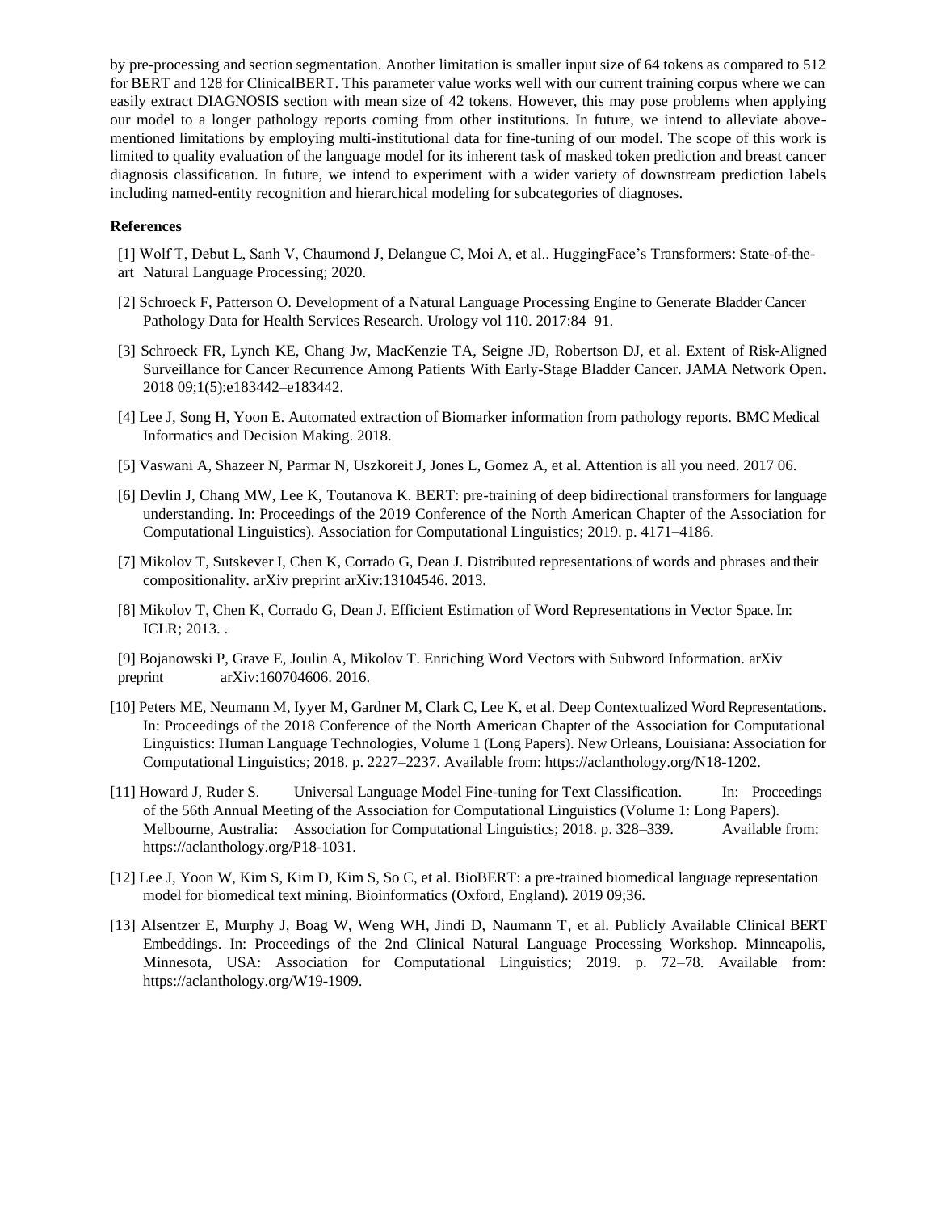by pre-processing and section segmentation. Another limitation is smaller input size of 64 tokens as compared to 512 for BERT and 128 for ClinicalBERT. This parameter value works well with our current training corpus where we can easily extract DIAGNOSIS section with mean size of 42 tokens. However, this may pose problems when applying our model to a longer pathology reports coming from other institutions. In future, we intend to alleviate above-mentioned limitations by employing multi-institutional data for fine-tuning of our model. The scope of this work is limited to quality evaluation of the language model for its inherent task of masked token prediction and breast cancer diagnosis classification. In future, we intend to experiment with a wider variety of downstream prediction labels including named-entity recognition and hierarchical modeling for subcategories of diagnoses.

**References**

[1] Wolf T, Debut L, Sanh V, Chaumond J, Delangue C, Moi A, et al.. HuggingFace's Transformers: State-of-the-art Natural Language Processing; 2020.

[2] Schroeck F, Patterson O. Development of a Natural Language Processing Engine to Generate Bladder Cancer Pathology Data for Health Services Research. Urology vol 110. 2017:84–91.

[3] Schroeck FR, Lynch KE, Chang Jw, MacKenzie TA, Seigne JD, Robertson DJ, et al. Extent of Risk-Aligned Surveillance for Cancer Recurrence Among Patients With Early-Stage Bladder Cancer. JAMA Network Open. 2018 09;1(5):e183442–e183442.

[4] Lee J, Song H, Yoon E. Automated extraction of Biomarker information from pathology reports. BMC Medical Informatics and Decision Making. 2018.

[5] Vaswani A, Shazeer N, Parmar N, Uszkoreit J, Jones L, Gomez A, et al. Attention is all you need. 2017 06.

[6] Devlin J, Chang MW, Lee K, Toutanova K. BERT: pre-training of deep bidirectional transformers for language understanding. In: Proceedings of the 2019 Conference of the North American Chapter of the Association for Computational Linguistics). Association for Computational Linguistics; 2019. p. 4171–4186.

[7] Mikolov T, Sutskever I, Chen K, Corrado G, Dean J. Distributed representations of words and phrases and their compositionality. arXiv preprint arXiv:13104546. 2013.

[8] Mikolov T, Chen K, Corrado G, Dean J. Efficient Estimation of Word Representations in Vector Space. In: ICLR; 2013. .

[9] Bojanowski P, Grave E, Joulin A, Mikolov T. Enriching Word Vectors with Subword Information. arXiv preprint arXiv:160704606. 2016.

[10] Peters ME, Neumann M, Iyyer M, Gardner M, Clark C, Lee K, et al. Deep Contextualized Word Representations. In: Proceedings of the 2018 Conference of the North American Chapter of the Association for Computational Linguistics: Human Language Technologies, Volume 1 (Long Papers). New Orleans, Louisiana: Association for Computational Linguistics; 2018. p. 2227–2237. Available from: https://aclanthology.org/N18-1202.

[11] Howard J, Ruder S. Universal Language Model Fine-tuning for Text Classification. In: Proceedings of the 56th Annual Meeting of the Association for Computational Linguistics (Volume 1: Long Papers). Melbourne, Australia: Association for Computational Linguistics; 2018. p. 328–339. Available from: https://aclanthology.org/P18-1031.

[12] Lee J, Yoon W, Kim S, Kim D, Kim S, So C, et al. BioBERT: a pre-trained biomedical language representation model for biomedical text mining. Bioinformatics (Oxford, England). 2019 09;36.

[13] Alsentzer E, Murphy J, Boag W, Weng WH, Jindi D, Naumann T, et al. Publicly Available Clinical BERT Embeddings. In: Proceedings of the 2nd Clinical Natural Language Processing Workshop. Minneapolis, Minnesota, USA: Association for Computational Linguistics; 2019. p. 72–78. Available from: https://aclanthology.org/W19-1909.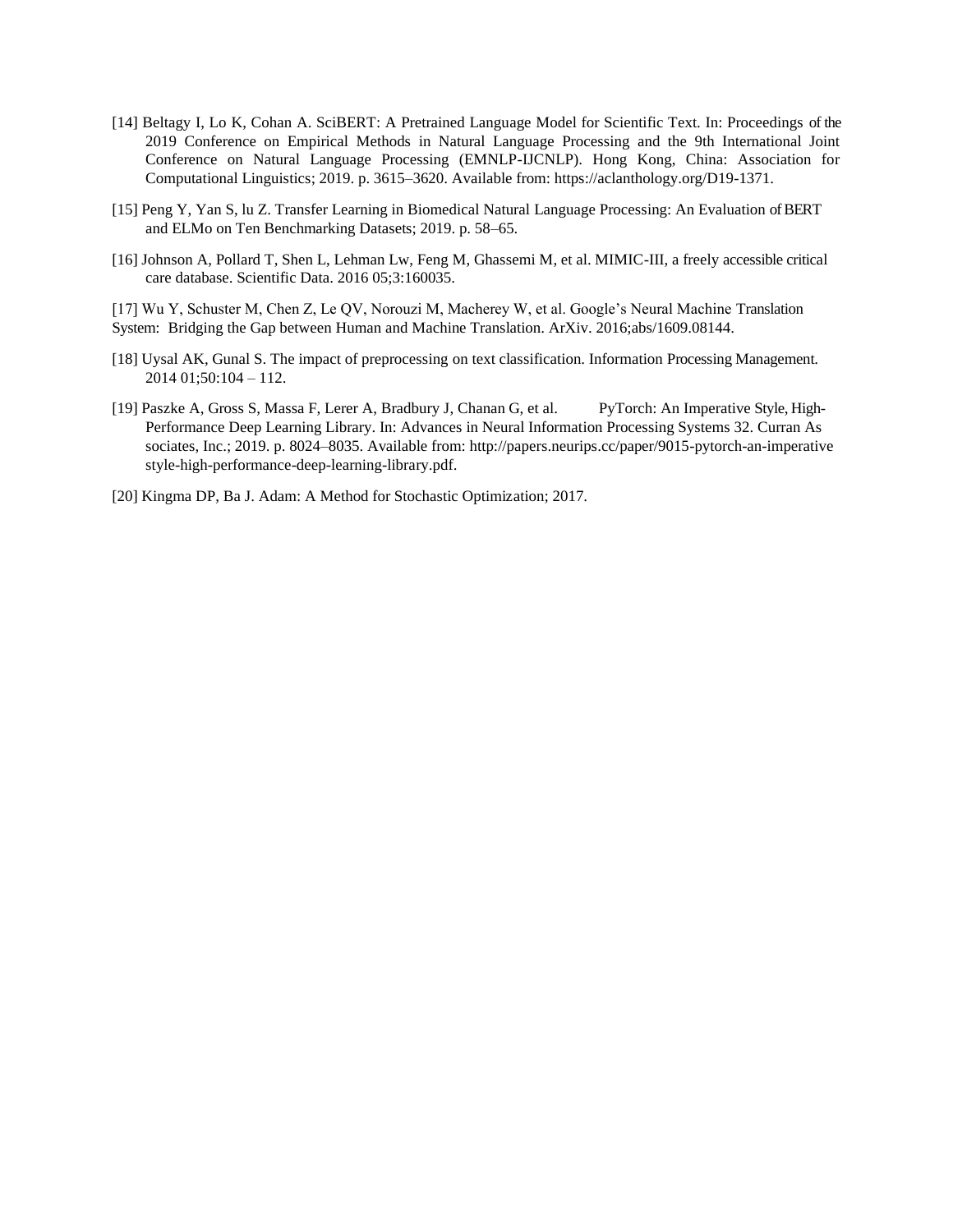[14] Beltagy I, Lo K, Cohan A. SciBERT: A Pretrained Language Model for Scientific Text. In: Proceedings of the 2019 Conference on Empirical Methods in Natural Language Processing and the 9th International Joint Conference on Natural Language Processing (EMNLP-IJCNLP). Hong Kong, China: Association for Computational Linguistics; 2019. p. 3615–3620. Available from: https://aclanthology.org/D19-1371.

[15] Peng Y, Yan S, lu Z. Transfer Learning in Biomedical Natural Language Processing: An Evaluation of BERT and ELMo on Ten Benchmarking Datasets; 2019. p. 58–65.

[16] Johnson A, Pollard T, Shen L, Lehman Lw, Feng M, Ghassemi M, et al. MIMIC-III, a freely accessible critical care database. Scientific Data. 2016 05;3:160035.

[17] Wu Y, Schuster M, Chen Z, Le QV, Norouzi M, Macherey W, et al. Google's Neural Machine Translation System: Bridging the Gap between Human and Machine Translation. ArXiv. 2016;abs/1609.08144.

[18] Uysal AK, Gunal S. The impact of preprocessing on text classification. Information Processing Management. 2014 01;50:104 – 112.

[19] Paszke A, Gross S, Massa F, Lerer A, Bradbury J, Chanan G, et al. PyTorch: An Imperative Style, High-Performance Deep Learning Library. In: Advances in Neural Information Processing Systems 32. Curran Associates, Inc.; 2019. p. 8024–8035. Available from: http://papers.neurips.cc/paper/9015-pytorch-an-imperative-style-high-performance-deep-learning-library.pdf.

[20] Kingma DP, Ba J. Adam: A Method for Stochastic Optimization; 2017.